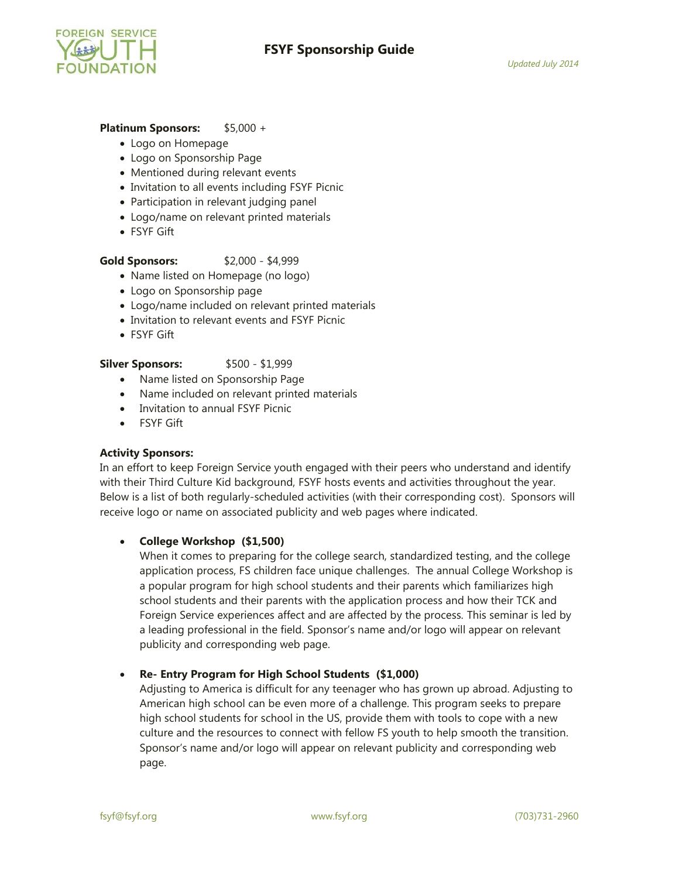# FSYF Sponsorship Guide

*Updated July 2014*

**Platinum Sponsors:** $5,000 +

- Logo on Homepage
- Logo on Sponsorship Page
- Mentioned during relevant events
- Invitation to all events including FSYF Picnic
- Participation in relevant judging panel
- Logo/name on relevant printed materials
- FSYF Gift

**Gold Sponsors:** $2,000 - $4,999

- Name listed on Homepage (no logo)
- Logo on Sponsorship page
- Logo/name included on relevant printed materials
- Invitation to relevant events and FSYF Picnic
- FSYF Gift

**Silver Sponsors:** $500 - $1,999

- Name listed on Sponsorship Page
- Name included on relevant printed materials
- Invitation to annual FSYF Picnic
- FSYF Gift

**Activity Sponsors:**

In an effort to keep Foreign Service youth engaged with their peers who understand and identify with their Third Culture Kid background, FSYF hosts events and activities throughout the year. Below is a list of both regularly-scheduled activities (with their corresponding cost). Sponsors will receive logo or name on associated publicity and web pages where indicated.

- **College Workshop (\$1,500)**
  When it comes to preparing for the college search, standardized testing, and the college application process, FS children face unique challenges. The annual College Workshop is a popular program for high school students and their parents which familiarizes high school students and their parents with the application process and how their TCK and Foreign Service experiences affect and are affected by the process. This seminar is led by a leading professional in the field. Sponsor's name and/or logo will appear on relevant publicity and corresponding web page.

- **Re- Entry Program for High School Students (\$1,000)**
  Adjusting to America is difficult for any teenager who has grown up abroad. Adjusting to American high school can be even more of a challenge. This program seeks to prepare high school students for school in the US, provide them with tools to cope with a new culture and the resources to connect with fellow FS youth to help smooth the transition. Sponsor's name and/or logo will appear on relevant publicity and corresponding web page.

fsyf@fsyf.org www.fsyf.org (703)731-2960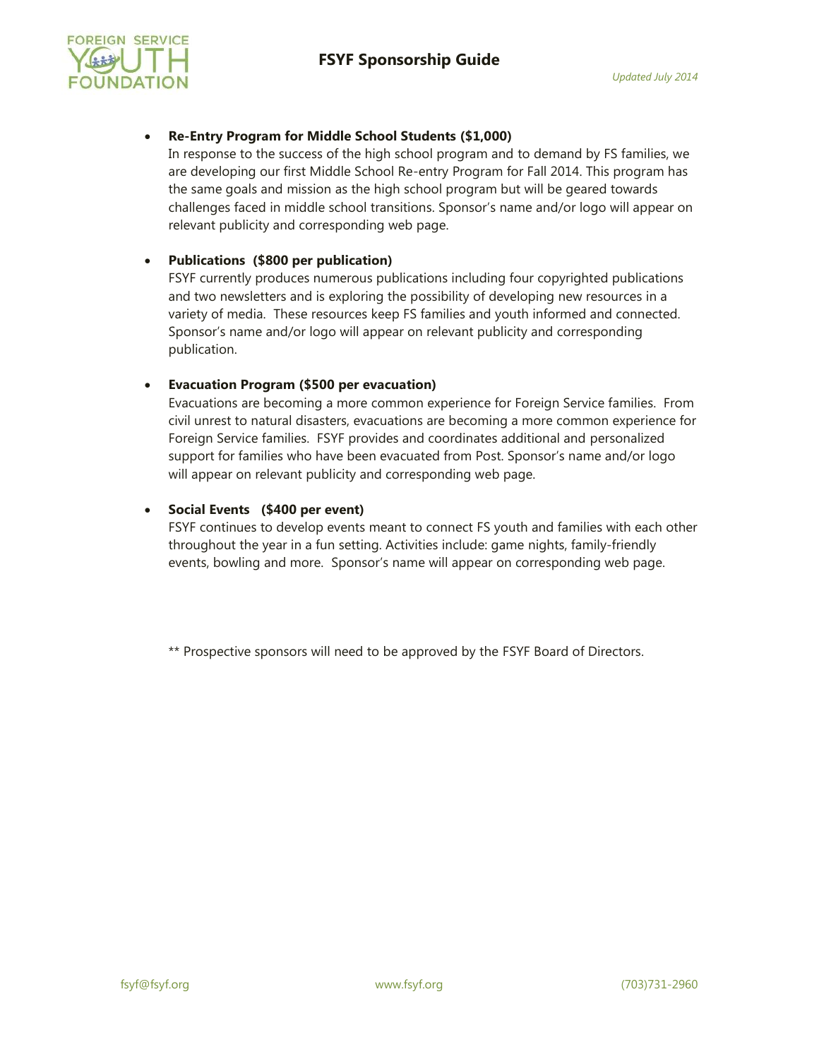- **Re-Entry Program for Middle School Students ($1,000)**
  In response to the success of the high school program and to demand by FS families, we are developing our first Middle School Re-entry Program for Fall 2014. This program has the same goals and mission as the high school program but will be geared towards challenges faced in middle school transitions. Sponsor's name and/or logo will appear on relevant publicity and corresponding web page.

- **Publications ($800 per publication)**
  FSYF currently produces numerous publications including four copyrighted publications and two newsletters and is exploring the possibility of developing new resources in a variety of media. These resources keep FS families and youth informed and connected. Sponsor's name and/or logo will appear on relevant publicity and corresponding publication.

- **Evacuation Program ($500 per evacuation)**
  Evacuations are becoming a more common experience for Foreign Service families. From civil unrest to natural disasters, evacuations are becoming a more common experience for Foreign Service families. FSYF provides and coordinates additional and personalized support for families who have been evacuated from Post. Sponsor's name and/or logo will appear on relevant publicity and corresponding web page.

- **Social Events ($400 per event)**
  FSYF continues to develop events meant to connect FS youth and families with each other throughout the year in a fun setting. Activities include: game nights, family-friendly events, bowling and more. Sponsor's name will appear on corresponding web page.

** Prospective sponsors will need to be approved by the FSYF Board of Directors.